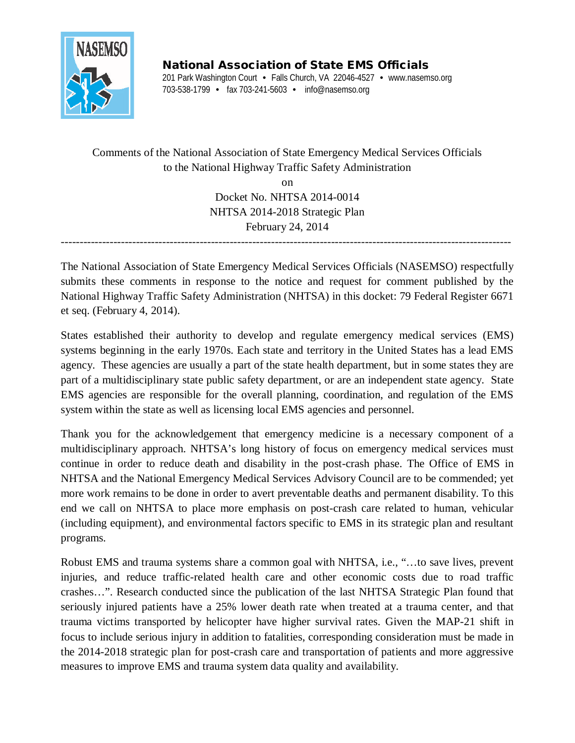**National Association of State EMS Officials**

201 Park Washington Court • Falls Church, VA 22046-4527 • www.nasemso.org
703-538-1799 • fax 703-241-5603 • info@nasemso.org

Comments of the National Association of State Emergency Medical Services Officials
to the National Highway Traffic Safety Administration
on
Docket No. NHTSA 2014-0014
NHTSA 2014-2018 Strategic Plan
February 24, 2014

---

The National Association of State Emergency Medical Services Officials (NASEMSO) respectfully submits these comments in response to the notice and request for comment published by the National Highway Traffic Safety Administration (NHTSA) in this docket: 79 Federal Register 6671 et seq. (February 4, 2014).

States established their authority to develop and regulate emergency medical services (EMS) systems beginning in the early 1970s. Each state and territory in the United States has a lead EMS agency. These agencies are usually a part of the state health department, but in some states they are part of a multidisciplinary state public safety department, or are an independent state agency. State EMS agencies are responsible for the overall planning, coordination, and regulation of the EMS system within the state as well as licensing local EMS agencies and personnel.

Thank you for the acknowledgement that emergency medicine is a necessary component of a multidisciplinary approach. NHTSA's long history of focus on emergency medical services must continue in order to reduce death and disability in the post-crash phase. The Office of EMS in NHTSA and the National Emergency Medical Services Advisory Council are to be commended; yet more work remains to be done in order to avert preventable deaths and permanent disability. To this end we call on NHTSA to place more emphasis on post-crash care related to human, vehicular (including equipment), and environmental factors specific to EMS in its strategic plan and resultant programs.

Robust EMS and trauma systems share a common goal with NHTSA, i.e., "…to save lives, prevent injuries, and reduce traffic-related health care and other economic costs due to road traffic crashes…". Research conducted since the publication of the last NHTSA Strategic Plan found that seriously injured patients have a 25% lower death rate when treated at a trauma center, and that trauma victims transported by helicopter have higher survival rates. Given the MAP-21 shift in focus to include serious injury in addition to fatalities, corresponding consideration must be made in the 2014-2018 strategic plan for post-crash care and transportation of patients and more aggressive measures to improve EMS and trauma system data quality and availability.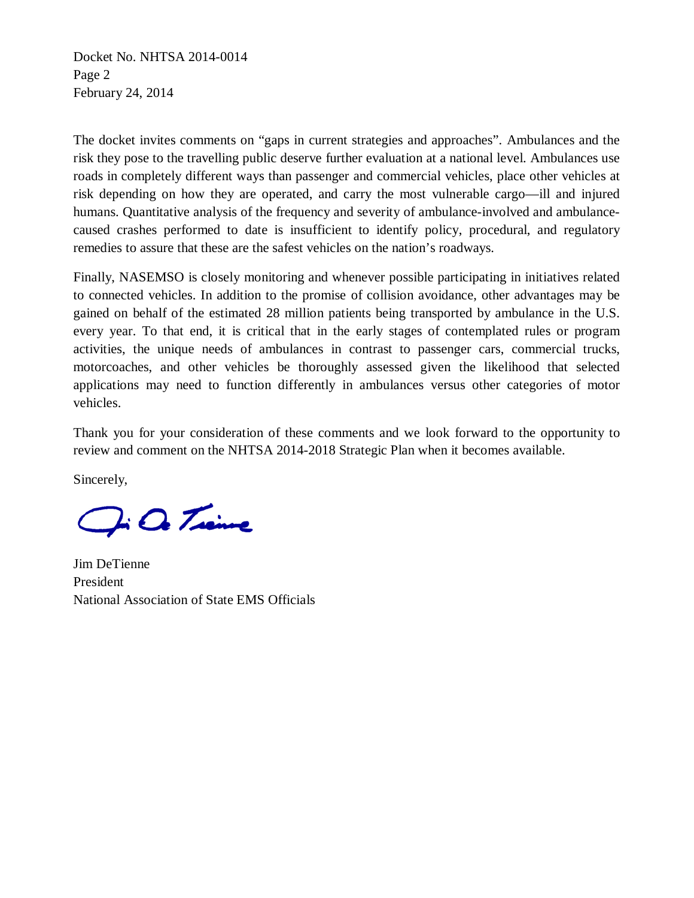The docket invites comments on "gaps in current strategies and approaches". Ambulances and the risk they pose to the travelling public deserve further evaluation at a national level. Ambulances use roads in completely different ways than passenger and commercial vehicles, place other vehicles at risk depending on how they are operated, and carry the most vulnerable cargo—ill and injured humans. Quantitative analysis of the frequency and severity of ambulance-involved and ambulance-caused crashes performed to date is insufficient to identify policy, procedural, and regulatory remedies to assure that these are the safest vehicles on the nation's roadways.

Finally, NASEMSO is closely monitoring and whenever possible participating in initiatives related to connected vehicles. In addition to the promise of collision avoidance, other advantages may be gained on behalf of the estimated 28 million patients being transported by ambulance in the U.S. every year. To that end, it is critical that in the early stages of contemplated rules or program activities, the unique needs of ambulances in contrast to passenger cars, commercial trucks, motorcoaches, and other vehicles be thoroughly assessed given the likelihood that selected applications may need to function differently in ambulances versus other categories of motor vehicles.

Thank you for your consideration of these comments and we look forward to the opportunity to review and comment on the NHTSA 2014-2018 Strategic Plan when it becomes available.

Sincerely,

Jim DeTienne
President
National Association of State EMS Officials